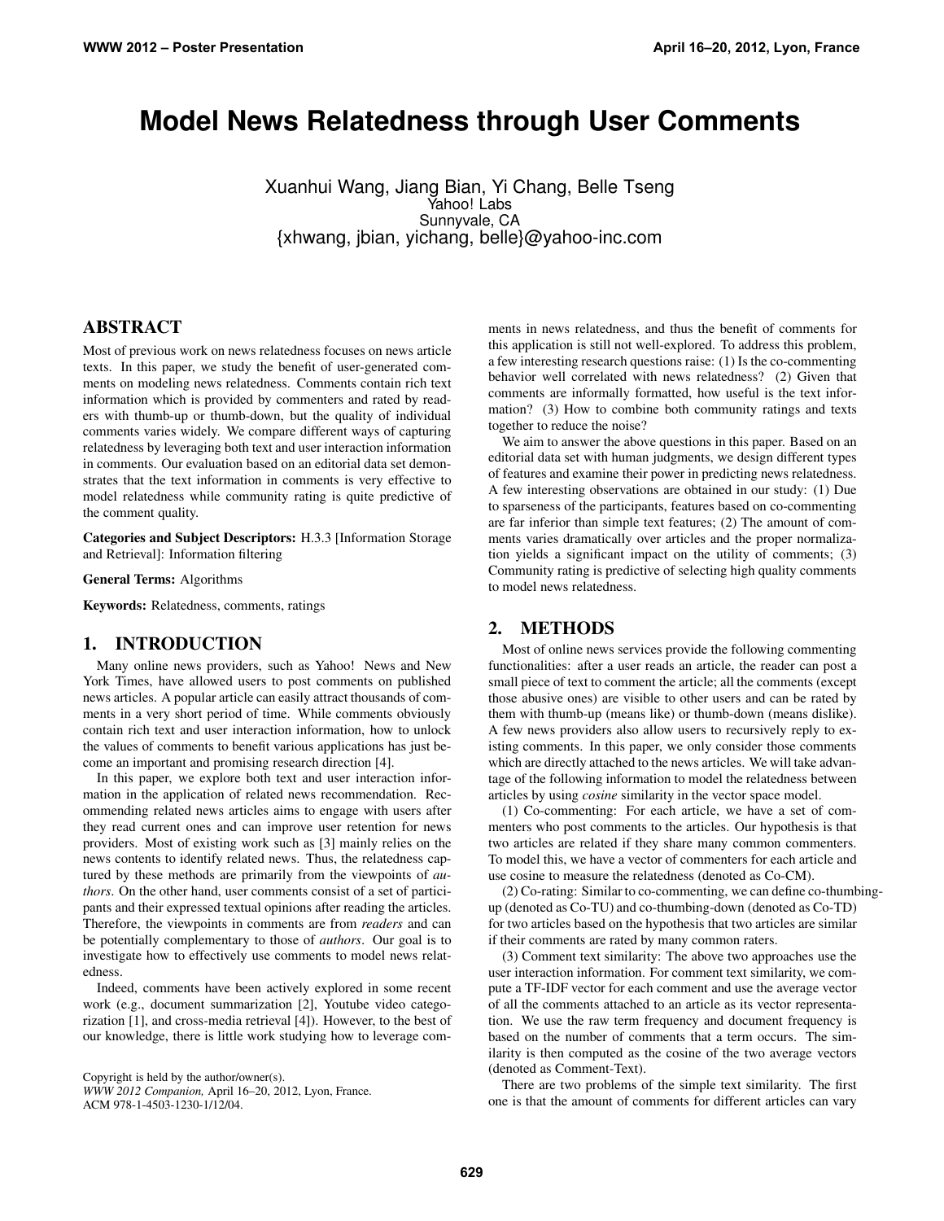# Model News Relatedness through User Comments

Xuanhui Wang, Jiang Bian, Yi Chang, Belle Tseng
Yahoo! Labs
Sunnyvale, CA
{xhwang, jbian, yichang, belle}@yahoo-inc.com

## ABSTRACT

Most of previous work on news relatedness focuses on news article texts. In this paper, we study the benefit of user-generated comments on modeling news relatedness. Comments contain rich text information which is provided by commenters and rated by readers with thumb-up or thumb-down, but the quality of individual comments varies widely. We compare different ways of capturing relatedness by leveraging both text and user interaction information in comments. Our evaluation based on an editorial data set demonstrates that the text information in comments is very effective to model relatedness while community rating is quite predictive of the comment quality.

**Categories and Subject Descriptors:** H.3.3 [Information Storage and Retrieval]: Information filtering

**General Terms:** Algorithms

**Keywords:** Relatedness, comments, ratings

## 1. INTRODUCTION

Many online news providers, such as Yahoo! News and New York Times, have allowed users to post comments on published news articles. A popular article can easily attract thousands of comments in a very short period of time. While comments obviously contain rich text and user interaction information, how to unlock the values of comments to benefit various applications has just become an important and promising research direction [4].

In this paper, we explore both text and user interaction information in the application of related news recommendation. Recommending related news articles aims to engage with users after they read current ones and can improve user retention for news providers. Most of existing work such as [3] mainly relies on the news contents to identify related news. Thus, the relatedness captured by these methods are primarily from the viewpoints of *authors*. On the other hand, user comments consist of a set of participants and their expressed textual opinions after reading the articles. Therefore, the viewpoints in comments are from *readers* and can be potentially complementary to those of *authors*. Our goal is to investigate how to effectively use comments to model news relatedness.

Indeed, comments have been actively explored in some recent work (e.g., document summarization [2], Youtube video categorization [1], and cross-media retrieval [4]). However, to the best of our knowledge, there is little work studying how to leverage comments in news relatedness, and thus the benefit of comments for this application is still not well-explored. To address this problem, a few interesting research questions raise: (1) Is the co-commenting behavior well correlated with news relatedness? (2) Given that comments are informally formatted, how useful is the text information? (3) How to combine both community ratings and texts together to reduce the noise?

We aim to answer the above questions in this paper. Based on an editorial data set with human judgments, we design different types of features and examine their power in predicting news relatedness. A few interesting observations are obtained in our study: (1) Due to sparseness of the participants, features based on co-commenting are far inferior than simple text features; (2) The amount of comments varies dramatically over articles and the proper normalization yields a significant impact on the utility of comments; (3) Community rating is predictive of selecting high quality comments to model news relatedness.

Copyright is held by the author/owner(s).
*WWW 2012 Companion,* April 16–20, 2012, Lyon, France.
ACM 978-1-4503-1230-1/12/04.

## 2. METHODS

Most of online news services provide the following commenting functionalities: after a user reads an article, the reader can post a small piece of text to comment the article; all the comments (except those abusive ones) are visible to other users and can be rated by them with thumb-up (means like) or thumb-down (means dislike). A few news providers also allow users to recursively reply to existing comments. In this paper, we only consider those comments which are directly attached to the news articles. We will take advantage of the following information to model the relatedness between articles by using *cosine* similarity in the vector space model.

(1) Co-commenting: For each article, we have a set of commenters who post comments to the articles. Our hypothesis is that two articles are related if they share many common commenters. To model this, we have a vector of commenters for each article and use cosine to measure the relatedness (denoted as Co-CM).

(2) Co-rating: Similar to co-commenting, we can define co-thumbing-up (denoted as Co-TU) and co-thumbing-down (denoted as Co-TD) for two articles based on the hypothesis that two articles are similar if their comments are rated by many common raters.

(3) Comment text similarity: The above two approaches use the user interaction information. For comment text similarity, we compute a TF-IDF vector for each comment and use the average vector of all the comments attached to an article as its vector representation. We use the raw term frequency and document frequency is based on the number of comments that a term occurs. The similarity is then computed as the cosine of the two average vectors (denoted as Comment-Text).

There are two problems of the simple text similarity. The first one is that the amount of comments for different articles can vary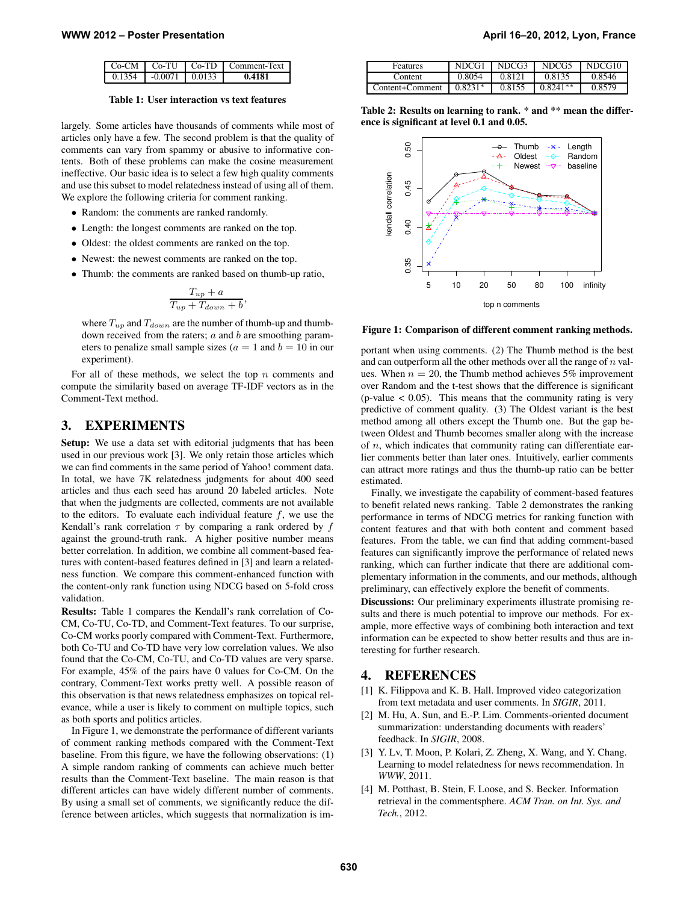| Co-CM | Co-TU | Co-TD | Comment-Text |
|---|---|---|---|
| 0.1354 | -0.0071 | 0.0133 | **0.4181** |

**Table 1: User interaction vs text features**

largely. Some articles have thousands of comments while most of articles only have a few. The second problem is that the quality of comments can vary from spammy or abusive to informative contents. Both of these problems can make the cosine measurement ineffective. Our basic idea is to select a few high quality comments and use this subset to model relatedness instead of using all of them. We explore the following criteria for comment ranking.

- Random: the comments are ranked randomly.
- Length: the longest comments are ranked on the top.
- Oldest: the oldest comments are ranked on the top.
- Newest: the newest comments are ranked on the top.
- Thumb: the comments are ranked based on thumb-up ratio,

$$\frac{T_{up} + a}{T_{up} + T_{down} + b},$$

where $T_{up}$ and $T_{down}$ are the number of thumb-up and thumb-down received from the raters; $a$ and $b$ are smoothing parameters to penalize small sample sizes ($a = 1$ and $b = 10$ in our experiment).

For all of these methods, we select the top $n$ comments and compute the similarity based on average TF-IDF vectors as in the Comment-Text method.

## 3. EXPERIMENTS

**Setup:** We use a data set with editorial judgments that has been used in our previous work [3]. We only retain those articles which we can find comments in the same period of Yahoo! comment data. In total, we have 7K relatedness judgments for about 400 seed articles and thus each seed has around 20 labeled articles. Note that when the judgments are collected, comments are not available to the editors. To evaluate each individual feature $f$, we use the Kendall's rank correlation $\tau$ by comparing a rank ordered by $f$ against the ground-truth rank. A higher positive number means better correlation. In addition, we combine all comment-based features with content-based features defined in [3] and learn a relatedness function. We compare this comment-enhanced function with the content-only rank function using NDCG based on 5-fold cross validation.

**Results:** Table 1 compares the Kendall's rank correlation of Co-CM, Co-TU, Co-TD, and Comment-Text features. To our surprise, Co-CM works poorly compared with Comment-Text. Furthermore, both Co-TU and Co-TD have very low correlation values. We also found that the Co-CM, Co-TU, and Co-TD values are very sparse. For example, 45% of the pairs have 0 values for Co-CM. On the contrary, Comment-Text works pretty well. A possible reason of this observation is that news relatedness emphasizes on topical relevance, while a user is likely to comment on multiple topics, such as both sports and politics articles.

In Figure 1, we demonstrate the performance of different variants of comment ranking methods compared with the Comment-Text baseline. From this figure, we have the following observations: (1) A simple random ranking of comments can achieve much better results than the Comment-Text baseline. The main reason is that different articles can have widely different number of comments. By using a small set of comments, we significantly reduce the difference between articles, which suggests that normalization is important when using comments. (2) The Thumb method is the best and can outperform all the other methods over all the range of $n$ values. When $n = 20$, the Thumb method achieves 5% improvement over Random and the t-test shows that the difference is significant (p-value < 0.05). This means that the community rating is very predictive of comment quality. (3) The Oldest variant is the best method among all others except the Thumb one. But the gap between Oldest and Thumb becomes smaller along with the increase of $n$, which indicates that community rating can differentiate earlier comments better than later ones. Intuitively, earlier comments can attract more ratings and thus the thumb-up ratio can be better estimated.

| Features | NDCG1 | NDCG3 | NDCG5 | NDCG10 |
|---|---|---|---|---|
| Content | 0.8054 | 0.8121 | 0.8135 | 0.8546 |
| Content+Comment | 0.8231* | 0.8155 | 0.8241** | 0.8579 |

**Table 2: Results on learning to rank. * and ** mean the difference is significant at level 0.1 and 0.05.**

Thumb
Oldest
Newest
Length
Random
baseline
kendall correlation
0.35
0.40
0.45
0.50
5
10
20
50
80
100
infinity
top n comments

**Figure 1: Comparison of different comment ranking methods.**

Finally, we investigate the capability of comment-based features to benefit related news ranking. Table 2 demonstrates the ranking performance in terms of NDCG metrics for ranking function with content features and that with both content and comment based features. From the table, we can find that adding comment-based features can significantly improve the performance of related news ranking, which can further indicate that there are additional complementary information in the comments, and our methods, although preliminary, can effectively explore the benefit of comments.

**Discussions:** Our preliminary experiments illustrate promising results and there is much potential to improve our methods. For example, more effective ways of combining both interaction and text information can be expected to show better results and thus are interesting for further research.

## 4. REFERENCES

[1] K. Filippova and K. B. Hall. Improved video categorization from text metadata and user comments. In *SIGIR*, 2011.

[2] M. Hu, A. Sun, and E.-P. Lim. Comments-oriented document summarization: understanding documents with readers' feedback. In *SIGIR*, 2008.

[3] Y. Lv, T. Moon, P. Kolari, Z. Zheng, X. Wang, and Y. Chang. Learning to model relatedness for news recommendation. In *WWW*, 2011.

[4] M. Potthast, B. Stein, F. Loose, and S. Becker. Information retrieval in the commentsphere. *ACM Tran. on Int. Sys. and Tech.*, 2012.